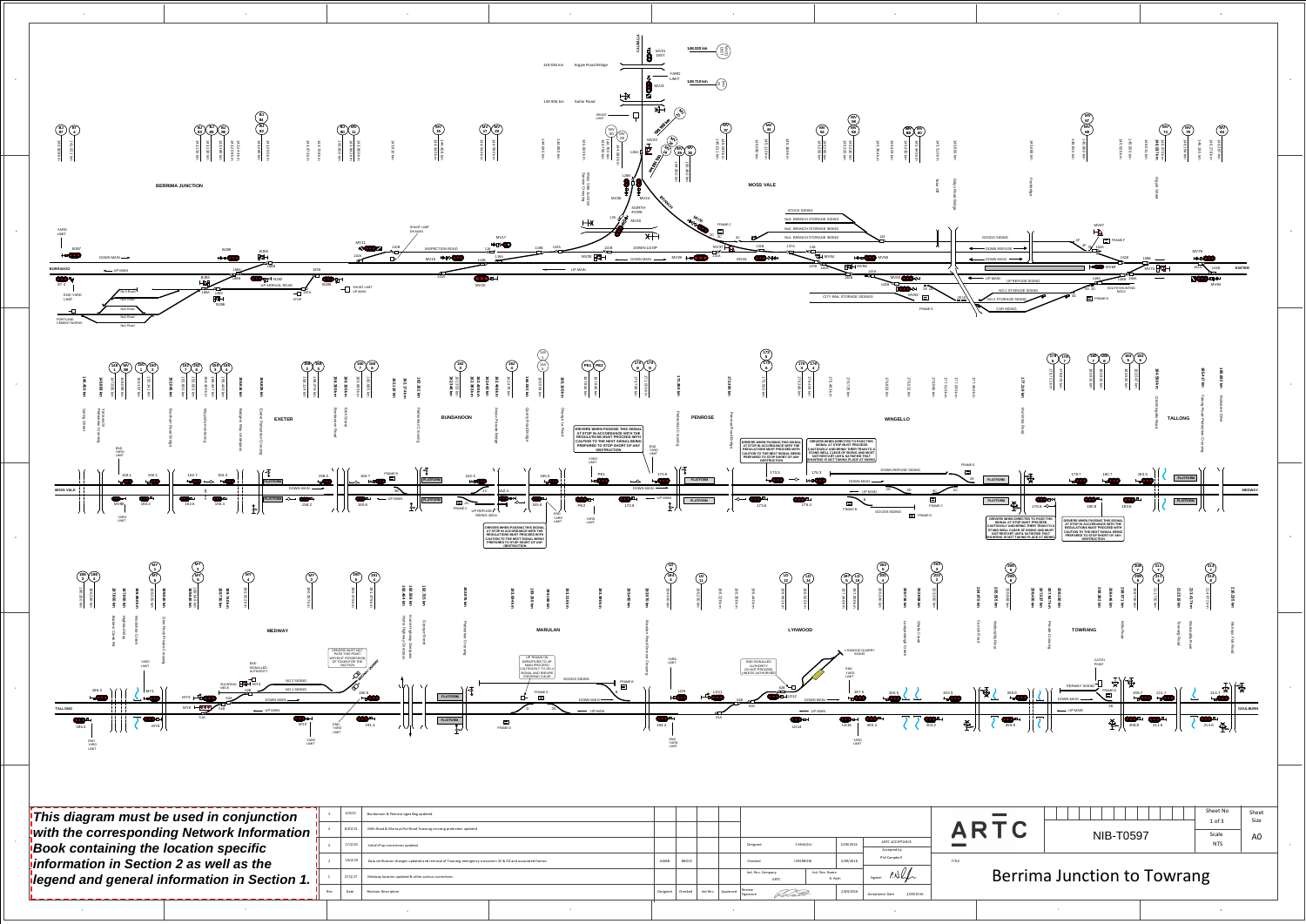# Berrima Junction to Towrang

**This diagram must be used in conjunction with the corresponding Network Information Book containing the location specific information in Section 2 as well as the legend and general information in Section 1.**

BERRIMA JUNCTION

MOSS VALE

EXETER

BUNDANOON

PENROSE

WINGELLO

TALLONG

MEDWAY

MARULAN

LYNWOOD

TOWRANG

DRIVERS WHEN PASSING THIS SIGNAL AT STOP IN ACCORDANCE WITH THE REGULATIONS MUST PROCEED WITH CAUTION TO THE NEXT SIGNAL BEING PREPARED TO STOP SHORT OF ANY OBSTRUCTION

DRIVERS WHEN DIRECTED TO PASS THIS SIGNAL AT STOP MUST PROCEED CAUTIOUSLY AND BRING THEIR TRAIN TO A STAND WELL CLEAR OF SIDING AND MUST NOT RESTART UNTIL SATISFIED THAT SHUNTING IS NOT TAKING PLACE AT SIDING

DRIVERS MUST NOT PASS THIS POINT WITHOUT POSSESSION OF TOKEN FOR THE SECTION

UP TRAINS ON DEPARTURE TO UP MAIN PROCEED CAUTIOUSLY TO LD11 SIGNAL AND ENSURE CROSSING CLEAR

END SIGNALLED AUTHORITY DO NOT PROCEED UNLESS AUTHORISED

| Rev | Date | Revision Description | Designed | Checked | Ind. Rev | Approved |
|---|---|---|---|---|---|---|
| 5 | 9/9/21 | Bundanoon & Penrose signalling updated | | | | |
| 4 | 8/8/21 | Mills Road & Marulan Flat Road Towrang crossing protection updated | | | | |
| 3 | 17/7/20 | Initial of up connections updated | | | | |
| 2 | 19/2/18 | Data verification changes updated and removal of Towrang emergency crossovers 5C & 10 and associated frames | AGRB | DBOC | | |
| 1 | 27/3/17 | Medway location updated & other various corrections | | | | |
| Rev | Date | Revision Description | Designed | Checked | Ind. Rev | Approved |

Designed: S.KHADIJI — 2/09/2016

Checked: J.SPARROW — 2/09/2016

Ind. Rev. Company: ARTC — Ind. Rev. Name: R. Rath

Review Signature — 2/09/2016

ARTC ACCEPTANCE — Accepted by: Phil Campbell — Signed — Acceptance Date: 2/09/2016

ARTC

NIB-T0597

Sheet No: 1 of 3 — Scale: NTS — Sheet Size: A0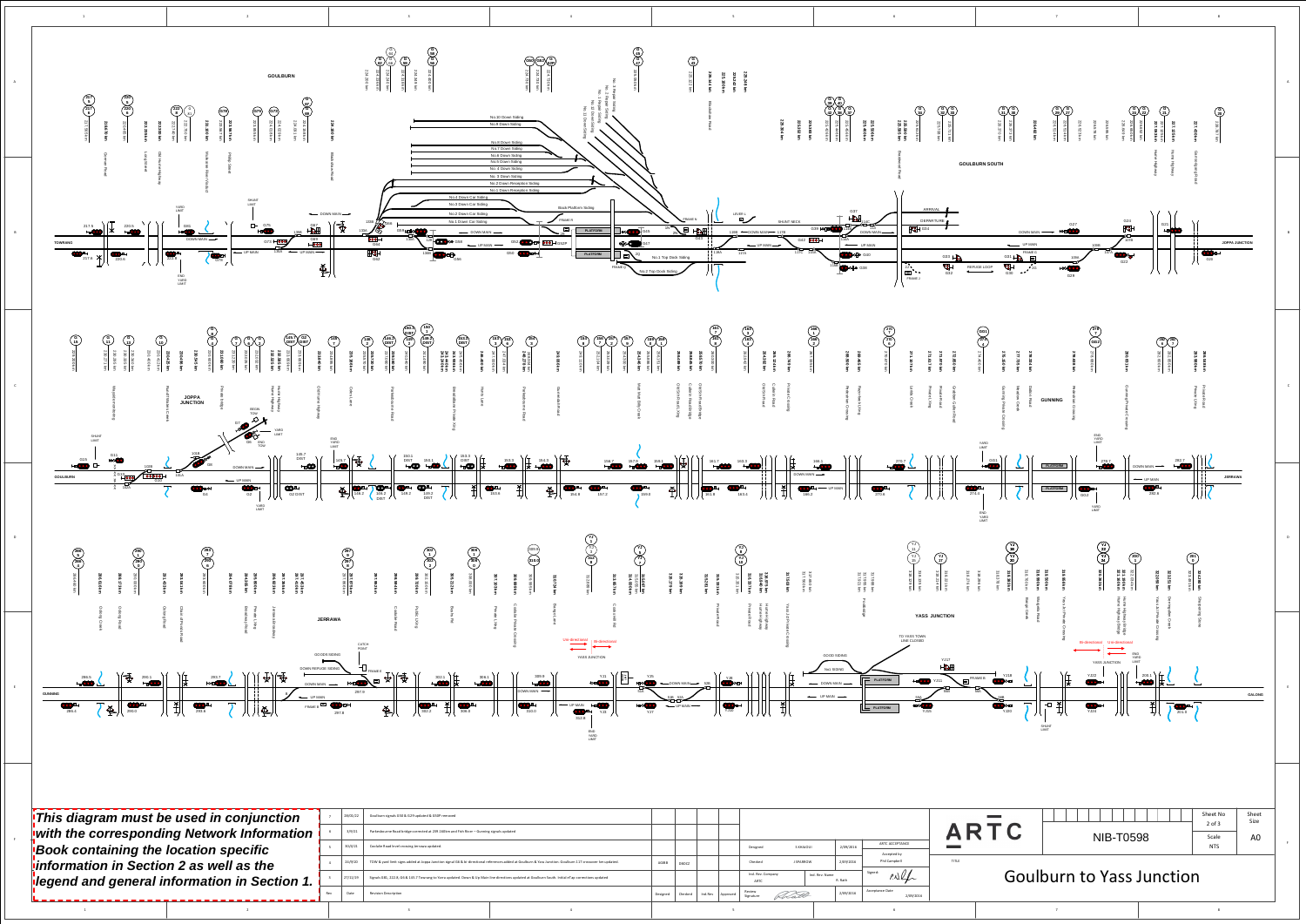**This diagram must be used in conjunction with the corresponding Network Information Book containing the location specific information in Section 2 as well as the legend and general information in Section 1.**

GOULBURN

GOULBURN SOUTH

JOPPA JUNCTION

GUNNING

JERRAWA

YASS JUNCTION

| Rev | Date | Revision Description |
|---|---|---|
| 7 | 28/01/22 | Goulburn signals 434B & 32S updated & 33SP removed |
| 6 | 3/9/21 | Parkesbourne Road bridge corrected at 209.168km and Fish River – Gunning signals updated |
| 5 | 30/6/21 | Geddel Road level crossing km were updated |
| 4 | 16/9/20 | TOW & yard limit signs added at Joppa Junction signal G6 & bi directional references added at Goulburn & Yass Junction. Goulburn 11T crossover km updated. |
| 3 | 27/11/19 | Signals 34G, 222.8, G6 & 145.7 Tarrango to Gera updated. Down & Up Main line directions updated at Goulburn South. Initial Yap corrections updated. |

| | | |
|---|---|---|
| Designed | S KHALOU | 2/08/2016 |
| Checked | J BRANKOW | 2/09/2016 |
| Ind. Rev. Company ARTC | Ind. Rev. Name R. Nath | |
| Review Signature | | 2/09/2016 |

ARTC ACCEPTANCE

Accepted by: Phil Campbell

Acceptance Date: 2/09/2016

ARTC

NIB-T0598

Sheet No: 2 of 3

Sheet Size: A0

Scale: NTS

Goulburn to Yass Junction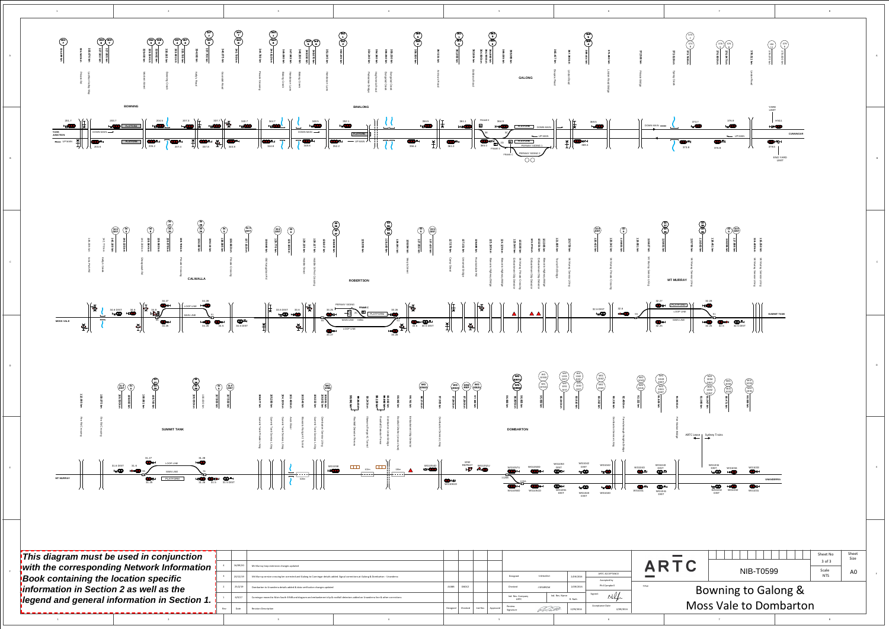This diagram must be used in conjunction with the corresponding Network Information Book containing the location specific information in Section 2 as well as the legend and general information in Section 1.

| Rev | Date | Revision Description | Designed | Checked | Ind.Rev | Approved |
|---|---|---|---|---|---|---|
| 4 | 16/09/20 | Mt Murray loop extension changes updated | | | | |
| 3 | 20/12/19 | Mt Murray service crossing km corrected and Galong to Cunningar details added. Signal corrections at Galong & Dombarton - Unanderra | | | | |
| 2 | 29/2/19 | Dombarton to Unanderra details added & data verification changes updated | A.BIBB | D.BOCZ | | |
| 1 | 6/9/17 | Cunningar moved to Main South 6 NIB and diagram and embankment slip & rockfall detectors added on Unanderra line & other corrections | | | | |

Designed: S.KHLIDILY 2/09/2016
Checked: J.SPARROW 2/09/2016
Ind. Rev. Company: ARTC
Ind. Rev. Name: R. Nath
Review Signature: 2/09/2016

ARTC ACCEPTANCE
Accepted by: Phil Campbell
Signed:
Acceptance Date: 2/09/2016

ARTC

TITLE

Bowning to Galong & Moss Vale to Dombarton

NIB-T0599

Sheet No: 3 of 3
Scale: NTS
Sheet Size: A0